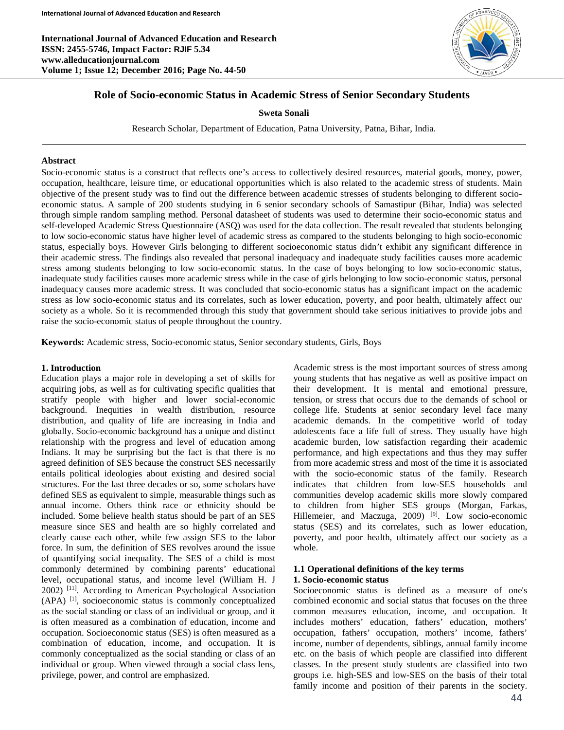# Role of Socio-economic Status in Academic Stress of Senior Secondary Students

**Sweta Sonali**

Research Scholar, Department of Education, Patna University, Patna, Bihar, India.

## Abstract

Socio-economic status is a construct that reflects one's access to collectively desired resources, material goods, money, power, occupation, healthcare, leisure time, or educational opportunities which is also related to the academic stress of students. Main objective of the present study was to find out the difference between academic stresses of students belonging to different socio-economic status. A sample of 200 students studying in 6 senior secondary schools of Samastipur (Bihar, India) was selected through simple random sampling method. Personal datasheet of students was used to determine their socio-economic status and self-developed Academic Stress Questionnaire (ASQ) was used for the data collection. The result revealed that students belonging to low socio-economic status have higher level of academic stress as compared to the students belonging to high socio-economic status, especially boys. However Girls belonging to different socioeconomic status didn't exhibit any significant difference in their academic stress. The findings also revealed that personal inadequacy and inadequate study facilities causes more academic stress among students belonging to low socio-economic status. In the case of boys belonging to low socio-economic status, inadequate study facilities causes more academic stress while in the case of girls belonging to low socio-economic status, personal inadequacy causes more academic stress. It was concluded that socio-economic status has a significant impact on the academic stress as low socio-economic status and its correlates, such as lower education, poverty, and poor health, ultimately affect our society as a whole. So it is recommended through this study that government should take serious initiatives to provide jobs and raise the socio-economic status of people throughout the country.

**Keywords:** Academic stress, Socio-economic status, Senior secondary students, Girls, Boys

## 1. Introduction

Education plays a major role in developing a set of skills for acquiring jobs, as well as for cultivating specific qualities that stratify people with higher and lower social-economic background. Inequities in wealth distribution, resource distribution, and quality of life are increasing in India and globally. Socio-economic background has a unique and distinct relationship with the progress and level of education among Indians. It may be surprising but the fact is that there is no agreed definition of SES because the construct SES necessarily entails political ideologies about existing and desired social structures. For the last three decades or so, some scholars have defined SES as equivalent to simple, measurable things such as annual income. Others think race or ethnicity should be included. Some believe health status should be part of an SES measure since SES and health are so highly correlated and clearly cause each other, while few assign SES to the labor force. In sum, the definition of SES revolves around the issue of quantifying social inequality. The SES of a child is most commonly determined by combining parents' educational level, occupational status, and income level (William H. J 2002) [11]. According to American Psychological Association (APA) [1], socioeconomic status is commonly conceptualized as the social standing or class of an individual or group, and it is often measured as a combination of education, income and occupation. Socioeconomic status (SES) is often measured as a combination of education, income, and occupation. It is commonly conceptualized as the social standing or class of an individual or group. When viewed through a social class lens, privilege, power, and control are emphasized.

Academic stress is the most important sources of stress among young students that has negative as well as positive impact on their development. It is mental and emotional pressure, tension, or stress that occurs due to the demands of school or college life. Students at senior secondary level face many academic demands. In the competitive world of today adolescents face a life full of stress. They usually have high academic burden, low satisfaction regarding their academic performance, and high expectations and thus they may suffer from more academic stress and most of the time it is associated with the socio-economic status of the family. Research indicates that children from low-SES households and communities develop academic skills more slowly compared to children from higher SES groups (Morgan, Farkas, Hillemeier, and Maczuga, 2009) [9]. Low socio-economic status (SES) and its correlates, such as lower education, poverty, and poor health, ultimately affect our society as a whole.

### 1.1 Operational definitions of the key terms

**1. Socio-economic status**

Socioeconomic status is defined as a measure of one's combined economic and social status that focuses on the three common measures education, income, and occupation. It includes mothers' education, fathers' education, mothers' occupation, fathers' occupation, mothers' income, fathers' income, number of dependents, siblings, annual family income etc. on the basis of which people are classified into different classes. In the present study students are classified into two groups i.e. high-SES and low-SES on the basis of their total family income and position of their parents in the society.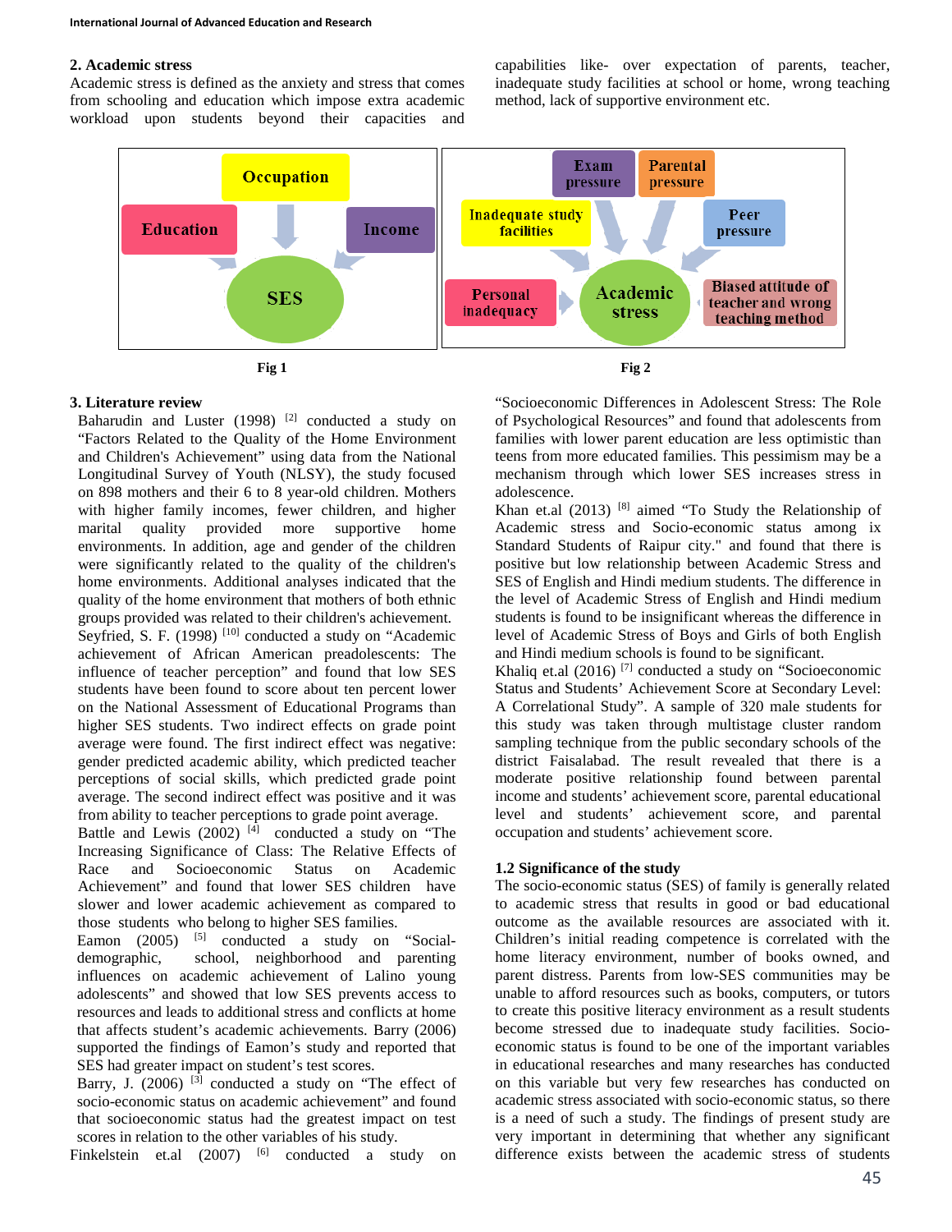## 2. Academic stress

Academic stress is defined as the anxiety and stress that comes from schooling and education which impose extra academic workload upon students beyond their capacities and capabilities like- over expectation of parents, teacher, inadequate study facilities at school or home, wrong teaching method, lack of supportive environment etc.

Fig 1

Fig 2

## 3. Literature review

Baharudin and Luster (1998) [2] conducted a study on "Factors Related to the Quality of the Home Environment and Children's Achievement" using data from the National Longitudinal Survey of Youth (NLSY), the study focused on 898 mothers and their 6 to 8 year-old children. Mothers with higher family incomes, fewer children, and higher marital quality provided more supportive home environments. In addition, age and gender of the children were significantly related to the quality of the children's home environments. Additional analyses indicated that the quality of the home environment that mothers of both ethnic groups provided was related to their children's achievement.

Seyfried, S. F. (1998) [10] conducted a study on "Academic achievement of African American preadolescents: The influence of teacher perception" and found that low SES students have been found to score about ten percent lower on the National Assessment of Educational Programs than higher SES students. Two indirect effects on grade point average were found. The first indirect effect was negative: gender predicted academic ability, which predicted teacher perceptions of social skills, which predicted grade point average. The second indirect effect was positive and it was from ability to teacher perceptions to grade point average.

Battle and Lewis (2002) [4] conducted a study on "The Increasing Significance of Class: The Relative Effects of Race and Socioeconomic Status on Academic Achievement" and found that lower SES children have slower and lower academic achievement as compared to those students who belong to higher SES families.

Eamon (2005) [5] conducted a study on "Social-demographic, school, neighborhood and parenting influences on academic achievement of Lalino young adolescents" and showed that low SES prevents access to resources and leads to additional stress and conflicts at home that affects student's academic achievements. Barry (2006) supported the findings of Eamon's study and reported that SES had greater impact on student's test scores.

Barry, J. (2006) [3] conducted a study on "The effect of socio-economic status on academic achievement" and found that socioeconomic status had the greatest impact on test scores in relation to the other variables of his study.

Finkelstein et.al (2007) [6] conducted a study on "Socioeconomic Differences in Adolescent Stress: The Role of Psychological Resources" and found that adolescents from families with lower parent education are less optimistic than teens from more educated families. This pessimism may be a mechanism through which lower SES increases stress in adolescence.

Khan et.al (2013) [8] aimed "To Study the Relationship of Academic stress and Socio-economic status among ix Standard Students of Raipur city." and found that there is positive but low relationship between Academic Stress and SES of English and Hindi medium students. The difference in the level of Academic Stress of English and Hindi medium students is found to be insignificant whereas the difference in level of Academic Stress of Boys and Girls of both English and Hindi medium schools is found to be significant.

Khaliq et.al (2016) [7] conducted a study on "Socioeconomic Status and Students' Achievement Score at Secondary Level: A Correlational Study". A sample of 320 male students for this study was taken through multistage cluster random sampling technique from the public secondary schools of the district Faisalabad. The result revealed that there is a moderate positive relationship found between parental income and students' achievement score, parental educational level and students' achievement score, and parental occupation and students' achievement score.

### 1.2 Significance of the study

The socio-economic status (SES) of family is generally related to academic stress that results in good or bad educational outcome as the available resources are associated with it. Children's initial reading competence is correlated with the home literacy environment, number of books owned, and parent distress. Parents from low-SES communities may be unable to afford resources such as books, computers, or tutors to create this positive literacy environment as a result students become stressed due to inadequate study facilities. Socio-economic status is found to be one of the important variables in educational researches and many researches has conducted on this variable but very few researches has conducted on academic stress associated with socio-economic status, so there is a need of such a study. The findings of present study are very important in determining that whether any significant difference exists between the academic stress of students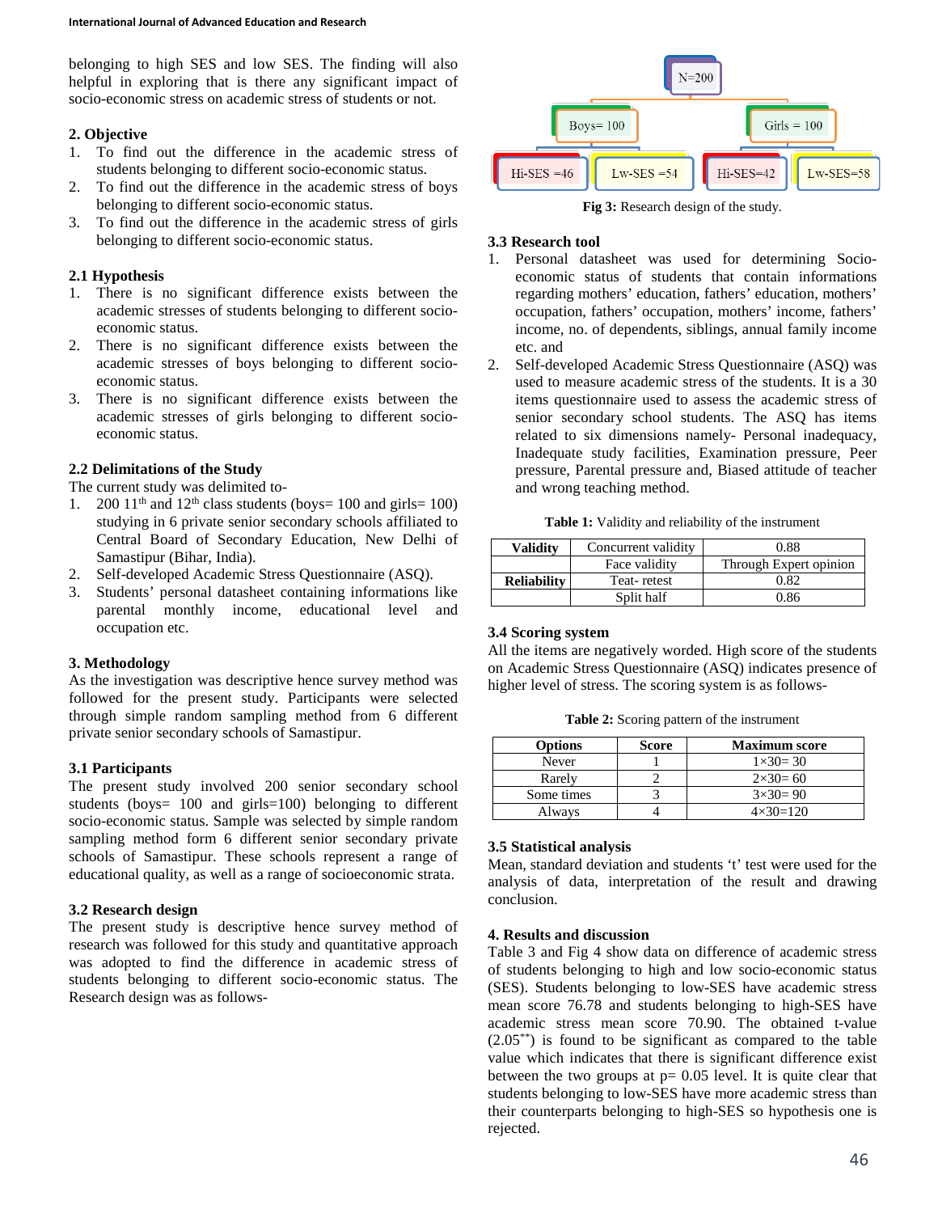belonging to high SES and low SES. The finding will also helpful in exploring that is there any significant impact of socio-economic stress on academic stress of students or not.

## 2. Objective

1. To find out the difference in the academic stress of students belonging to different socio-economic status.
2. To find out the difference in the academic stress of boys belonging to different socio-economic status.
3. To find out the difference in the academic stress of girls belonging to different socio-economic status.

### 2.1 Hypothesis

1. There is no significant difference exists between the academic stresses of students belonging to different socio-economic status.
2. There is no significant difference exists between the academic stresses of boys belonging to different socio-economic status.
3. There is no significant difference exists between the academic stresses of girls belonging to different socio-economic status.

### 2.2 Delimitations of the Study

The current study was delimited to-

1. 200 11th and 12th class students (boys= 100 and girls= 100) studying in 6 private senior secondary schools affiliated to Central Board of Secondary Education, New Delhi of Samastipur (Bihar, India).
2. Self-developed Academic Stress Questionnaire (ASQ).
3. Students' personal datasheet containing informations like parental monthly income, educational level and occupation etc.

## 3. Methodology

As the investigation was descriptive hence survey method was followed for the present study. Participants were selected through simple random sampling method from 6 different private senior secondary schools of Samastipur.

### 3.1 Participants

The present study involved 200 senior secondary school students (boys= 100 and girls=100) belonging to different socio-economic status. Sample was selected by simple random sampling method form 6 different senior secondary private schools of Samastipur. These schools represent a range of educational quality, as well as a range of socioeconomic strata.

### 3.2 Research design

The present study is descriptive hence survey method of research was followed for this study and quantitative approach was adopted to find the difference in academic stress of students belonging to different socio-economic status. The Research design was as follows-

N=200

Boys= 100: Hi-SES =46, Lw-SES =54

Girls = 100: Hi-SES=42, Lw-SES=58

**Fig 3:** Research design of the study.

### 3.3 Research tool

1. Personal datasheet was used for determining Socio-economic status of students that contain informations regarding mothers' education, fathers' education, mothers' occupation, fathers' occupation, mothers' income, fathers' income, no. of dependents, siblings, annual family income etc. and
2. Self-developed Academic Stress Questionnaire (ASQ) was used to measure academic stress of the students. It is a 30 items questionnaire used to assess the academic stress of senior secondary school students. The ASQ has items related to six dimensions namely- Personal inadequacy, Inadequate study facilities, Examination pressure, Peer pressure, Parental pressure and, Biased attitude of teacher and wrong teaching method.

**Table 1:** Validity and reliability of the instrument

| | | |
|---|---|---|
| **Validity** | Concurrent validity | 0.88 |
| | Face validity | Through Expert opinion |
| **Reliability** | Teat- retest | 0.82 |
| | Split half | 0.86 |

### 3.4 Scoring system

All the items are negatively worded. High score of the students on Academic Stress Questionnaire (ASQ) indicates presence of higher level of stress. The scoring system is as follows-

**Table 2:** Scoring pattern of the instrument

| Options | Score | Maximum score |
|---|---|---|
| Never | 1 | 1×30= 30 |
| Rarely | 2 | 2×30= 60 |
| Some times | 3 | 3×30= 90 |
| Always | 4 | 4×30=120 |

### 3.5 Statistical analysis

Mean, standard deviation and students 't' test were used for the analysis of data, interpretation of the result and drawing conclusion.

## 4. Results and discussion

Table 3 and Fig 4 show data on difference of academic stress of students belonging to high and low socio-economic status (SES). Students belonging to low-SES have academic stress mean score 76.78 and students belonging to high-SES have academic stress mean score 70.90. The obtained t-value (2.05**) is found to be significant as compared to the table value which indicates that there is significant difference exist between the two groups at p= 0.05 level. It is quite clear that students belonging to low-SES have more academic stress than their counterparts belonging to high-SES so hypothesis one is rejected.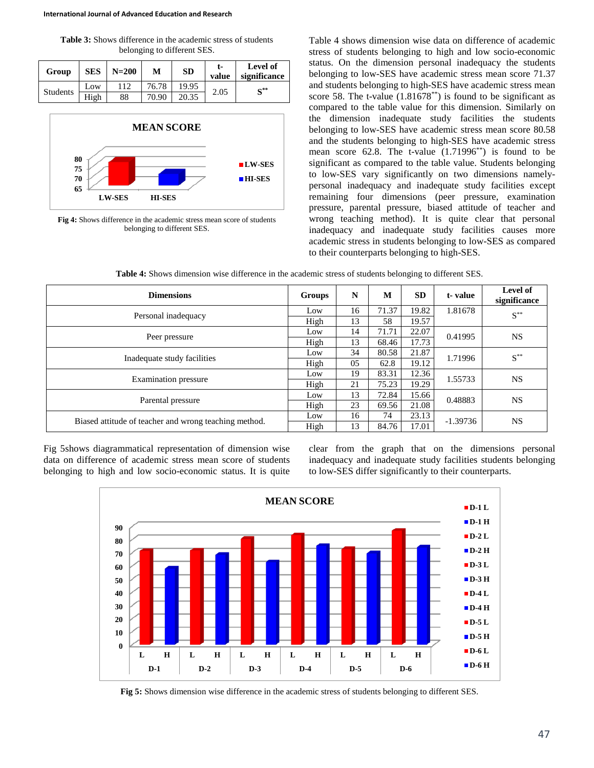**Table 3:** Shows difference in the academic stress of students belonging to different SES.

| Group | SES | N=200 | M | SD | t-value | Level of significance |
|---|---|---|---|---|---|---|
| Students | Low | 112 | 76.78 | 19.95 | 2.05 | S** |
| | High | 88 | 70.90 | 20.35 | | |

**Fig 4:** Shows difference in the academic stress mean score of students belonging to different SES.

Table 4 shows dimension wise data on difference of academic stress of students belonging to high and low socio-economic status. On the dimension personal inadequacy the students belonging to low-SES have academic stress mean score 71.37 and students belonging to high-SES have academic stress mean score 58. The t-value (1.81678**) is found to be significant as compared to the table value for this dimension. Similarly on the dimension inadequate study facilities the students belonging to low-SES have academic stress mean score 80.58 and the students belonging to high-SES have academic stress mean score 62.8. The t-value (1.71996**) is found to be significant as compared to the table value. Students belonging to low-SES vary significantly on two dimensions namely-personal inadequacy and inadequate study facilities except remaining four dimensions (peer pressure, examination pressure, parental pressure, biased attitude of teacher and wrong teaching method). It is quite clear that personal inadequacy and inadequate study facilities causes more academic stress in students belonging to low-SES as compared to their counterparts belonging to high-SES.

**Table 4:** Shows dimension wise difference in the academic stress of students belonging to different SES.

| Dimensions | Groups | N | M | SD | t- value | Level of significance |
|---|---|---|---|---|---|---|
| Personal inadequacy | Low | 16 | 71.37 | 19.82 | 1.81678 | S** |
| | High | 13 | 58 | 19.57 | | |
| Peer pressure | Low | 14 | 71.71 | 22.07 | 0.41995 | NS |
| | High | 13 | 68.46 | 17.73 | | |
| Inadequate study facilities | Low | 34 | 80.58 | 21.87 | 1.71996 | S** |
| | High | 05 | 62.8 | 19.12 | | |
| Examination pressure | Low | 19 | 83.31 | 12.36 | 1.55733 | NS |
| | High | 21 | 75.23 | 19.29 | | |
| Parental pressure | Low | 13 | 72.84 | 15.66 | 0.48883 | NS |
| | High | 23 | 69.56 | 21.08 | | |
| Biased attitude of teacher and wrong teaching method. | Low | 16 | 74 | 23.13 | -1.39736 | NS |
| | High | 13 | 84.76 | 17.01 | | |

Fig 5shows diagrammatical representation of dimension wise data on difference of academic stress mean score of students belonging to high and low socio-economic status. It is quite clear from the graph that on the dimensions personal inadequacy and inadequate study facilities students belonging to low-SES differ significantly to their counterparts.

**Fig 5:** Shows dimension wise difference in the academic stress of students belonging to different SES.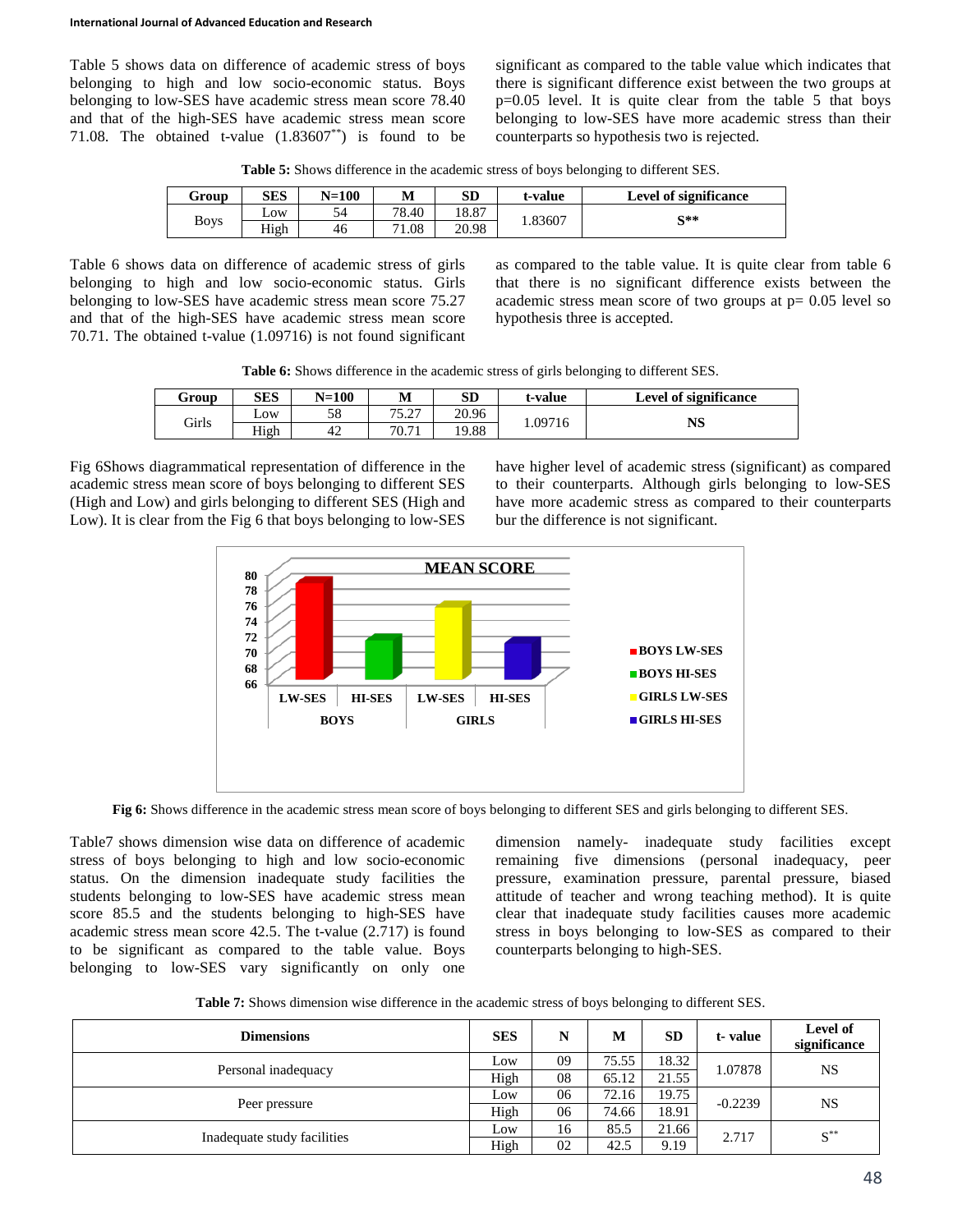Table 5 shows data on difference of academic stress of boys belonging to high and low socio-economic status. Boys belonging to low-SES have academic stress mean score 78.40 and that of the high-SES have academic stress mean score 71.08. The obtained t-value (1.83607**) is found to be significant as compared to the table value which indicates that there is significant difference exist between the two groups at p=0.05 level. It is quite clear from the table 5 that boys belonging to low-SES have more academic stress than their counterparts so hypothesis two is rejected.

**Table 5:** Shows difference in the academic stress of boys belonging to different SES.

| Group | SES | N=100 | M | SD | t-value | Level of significance |
|---|---|---|---|---|---|---|
| Boys | Low | 54 | 78.40 | 18.87 | 1.83607 | S** |
| | High | 46 | 71.08 | 20.98 | | |

Table 6 shows data on difference of academic stress of girls belonging to high and low socio-economic status. Girls belonging to low-SES have academic stress mean score 75.27 and that of the high-SES have academic stress mean score 70.71. The obtained t-value (1.09716) is not found significant as compared to the table value. It is quite clear from table 6 that there is no significant difference exists between the academic stress mean score of two groups at p= 0.05 level so hypothesis three is accepted.

**Table 6:** Shows difference in the academic stress of girls belonging to different SES.

| Group | SES | N=100 | M | SD | t-value | Level of significance |
|---|---|---|---|---|---|---|
| Girls | Low | 58 | 75.27 | 20.96 | 1.09716 | NS |
| | High | 42 | 70.71 | 19.88 | | |

Fig 6Shows diagrammatical representation of difference in the academic stress mean score of boys belonging to different SES (High and Low) and girls belonging to different SES (High and Low). It is clear from the Fig 6 that boys belonging to low-SES have higher level of academic stress (significant) as compared to their counterparts. Although girls belonging to low-SES have more academic stress as compared to their counterparts bur the difference is not significant.

**Fig 6:** Shows difference in the academic stress mean score of boys belonging to different SES and girls belonging to different SES.

Table7 shows dimension wise data on difference of academic stress of boys belonging to high and low socio-economic status. On the dimension inadequate study facilities the students belonging to low-SES have academic stress mean score 85.5 and the students belonging to high-SES have academic stress mean score 42.5. The t-value (2.717) is found to be significant as compared to the table value. Boys belonging to low-SES vary significantly on only one dimension namely- inadequate study facilities except remaining five dimensions (personal inadequacy, peer pressure, examination pressure, parental pressure, biased attitude of teacher and wrong teaching method). It is quite clear that inadequate study facilities causes more academic stress in boys belonging to low-SES as compared to their counterparts belonging to high-SES.

**Table 7:** Shows dimension wise difference in the academic stress of boys belonging to different SES.

| Dimensions | SES | N | M | SD | t- value | Level of significance |
|---|---|---|---|---|---|---|
| Personal inadequacy | Low | 09 | 75.55 | 18.32 | 1.07878 | NS |
| | High | 08 | 65.12 | 21.55 | | |
| Peer pressure | Low | 06 | 72.16 | 19.75 | -0.2239 | NS |
| | High | 06 | 74.66 | 18.91 | | |
| Inadequate study facilities | Low | 16 | 85.5 | 21.66 | 2.717 | S** |
| | High | 02 | 42.5 | 9.19 | | |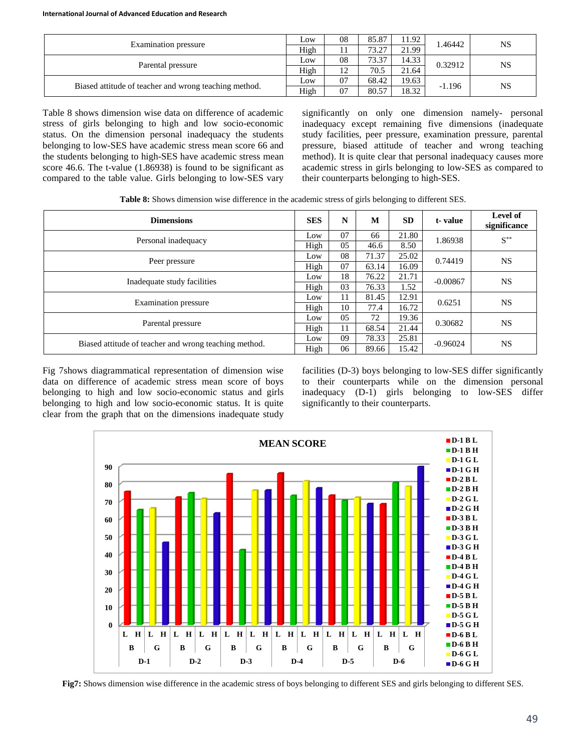| Examination pressure | Low | 08 | 85.87 | 11.92 | 1.46442 | NS |
|---|---|---|---|---|---|---|
| | High | 11 | 73.27 | 21.99 | | |
| Parental pressure | Low | 08 | 73.37 | 14.33 | 0.32912 | NS |
| | High | 12 | 70.5 | 21.64 | | |
| Biased attitude of teacher and wrong teaching method. | Low | 07 | 68.42 | 19.63 | -1.196 | NS |
| | High | 07 | 80.57 | 18.32 | | |

Table 8 shows dimension wise data on difference of academic stress of girls belonging to high and low socio-economic status. On the dimension personal inadequacy the students belonging to low-SES have academic stress mean score 66 and the students belonging to high-SES have academic stress mean score 46.6. The t-value (1.86938) is found to be significant as compared to the table value. Girls belonging to low-SES vary significantly on only one dimension namely- personal inadequacy except remaining five dimensions (inadequate study facilities, peer pressure, examination pressure, parental pressure, biased attitude of teacher and wrong teaching method). It is quite clear that personal inadequacy causes more academic stress in girls belonging to low-SES as compared to their counterparts belonging to high-SES.

**Table 8:** Shows dimension wise difference in the academic stress of girls belonging to different SES.

| Dimensions | SES | N | M | SD | t- value | Level of significance |
|---|---|---|---|---|---|---|
| Personal inadequacy | Low | 07 | 66 | 21.80 | 1.86938 | S** |
| | High | 05 | 46.6 | 8.50 | | |
| Peer pressure | Low | 08 | 71.37 | 25.02 | 0.74419 | NS |
| | High | 07 | 63.14 | 16.09 | | |
| Inadequate study facilities | Low | 18 | 76.22 | 21.71 | -0.00867 | NS |
| | High | 03 | 76.33 | 1.52 | | |
| Examination pressure | Low | 11 | 81.45 | 12.91 | 0.6251 | NS |
| | High | 10 | 77.4 | 16.72 | | |
| Parental pressure | Low | 05 | 72 | 19.36 | 0.30682 | NS |
| | High | 11 | 68.54 | 21.44 | | |
| Biased attitude of teacher and wrong teaching method. | Low | 09 | 78.33 | 25.81 | -0.96024 | NS |
| | High | 06 | 89.66 | 15.42 | | |

Fig 7shows diagrammatical representation of dimension wise data on difference of academic stress mean score of boys belonging to high and low socio-economic status and girls belonging to high and low socio-economic status. It is quite clear from the graph that on the dimensions inadequate study facilities (D-3) boys belonging to low-SES differ significantly to their counterparts while on the dimension personal inadequacy (D-1) girls belonging to low-SES differ significantly to their counterparts.

**Fig7:** Shows dimension wise difference in the academic stress of boys belonging to different SES and girls belonging to different SES.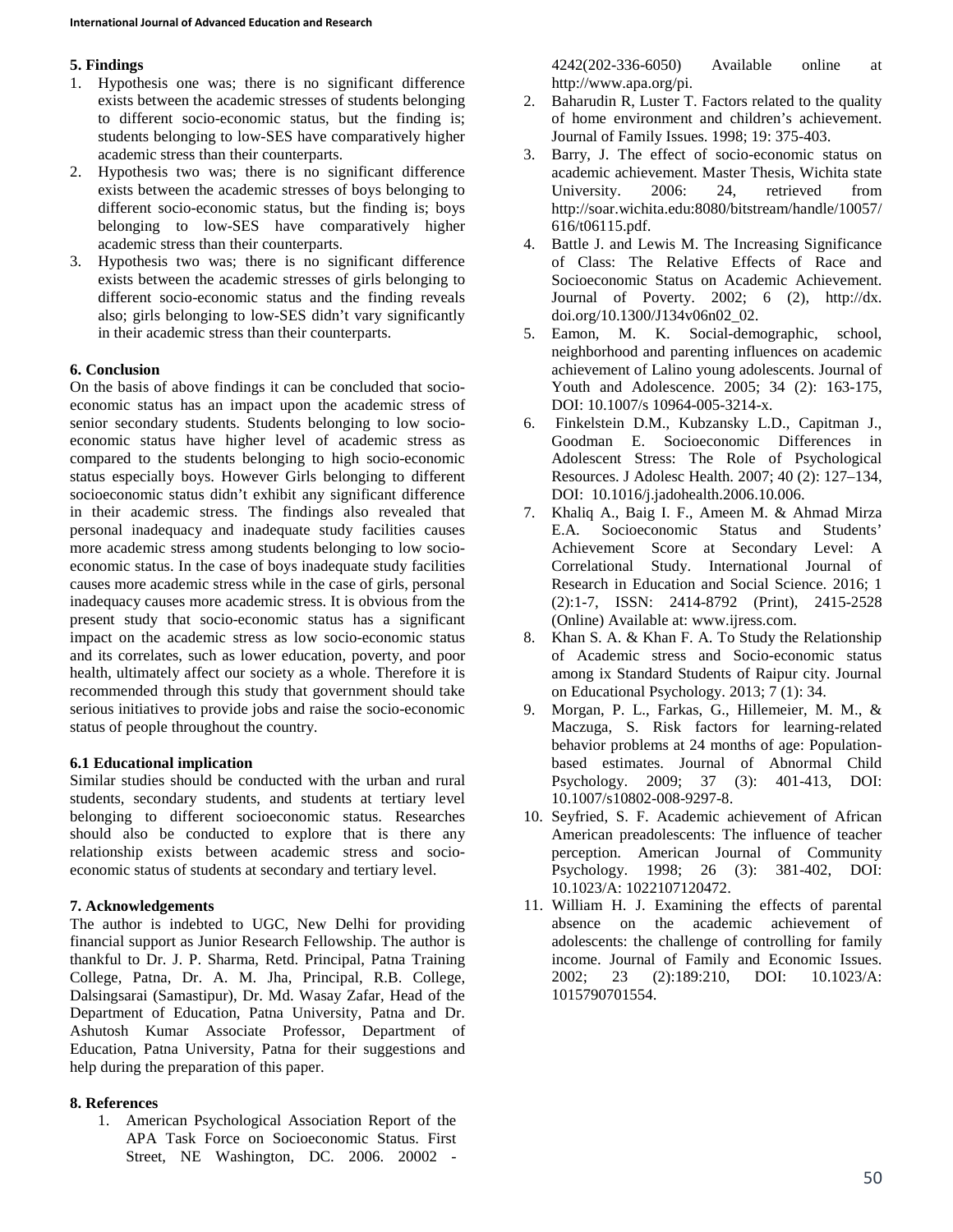## 5. Findings

1. Hypothesis one was; there is no significant difference exists between the academic stresses of students belonging to different socio-economic status, but the finding is; students belonging to low-SES have comparatively higher academic stress than their counterparts.
2. Hypothesis two was; there is no significant difference exists between the academic stresses of boys belonging to different socio-economic status, but the finding is; boys belonging to low-SES have comparatively higher academic stress than their counterparts.
3. Hypothesis two was; there is no significant difference exists between the academic stresses of girls belonging to different socio-economic status and the finding reveals also; girls belonging to low-SES didn't vary significantly in their academic stress than their counterparts.

## 6. Conclusion

On the basis of above findings it can be concluded that socio-economic status has an impact upon the academic stress of senior secondary students. Students belonging to low socio-economic status have higher level of academic stress as compared to the students belonging to high socio-economic status especially boys. However Girls belonging to different socioeconomic status didn't exhibit any significant difference in their academic stress. The findings also revealed that personal inadequacy and inadequate study facilities causes more academic stress among students belonging to low socio-economic status. In the case of boys inadequate study facilities causes more academic stress while in the case of girls, personal inadequacy causes more academic stress. It is obvious from the present study that socio-economic status has a significant impact on the academic stress as low socio-economic status and its correlates, such as lower education, poverty, and poor health, ultimately affect our society as a whole. Therefore it is recommended through this study that government should take serious initiatives to provide jobs and raise the socio-economic status of people throughout the country.

### 6.1 Educational implication

Similar studies should be conducted with the urban and rural students, secondary students, and students at tertiary level belonging to different socioeconomic status. Researches should also be conducted to explore that is there any relationship exists between academic stress and socio-economic status of students at secondary and tertiary level.

## 7. Acknowledgements

The author is indebted to UGC, New Delhi for providing financial support as Junior Research Fellowship. The author is thankful to Dr. J. P. Sharma, Retd. Principal, Patna Training College, Patna, Dr. A. M. Jha, Principal, R.B. College, Dalsingsarai (Samastipur), Dr. Md. Wasay Zafar, Head of the Department of Education, Patna University, Patna and Dr. Ashutosh Kumar Associate Professor, Department of Education, Patna University, Patna for their suggestions and help during the preparation of this paper.

## 8. References

1. American Psychological Association Report of the APA Task Force on Socioeconomic Status. First Street, NE Washington, DC. 2006. 20002 - 4242(202-336-6050) Available online at http://www.apa.org/pi.
2. Baharudin R, Luster T. Factors related to the quality of home environment and children's achievement. Journal of Family Issues. 1998; 19: 375-403.
3. Barry, J. The effect of socio-economic status on academic achievement. Master Thesis, Wichita state University. 2006: 24, retrieved from http://soar.wichita.edu:8080/bitstream/handle/10057/616/t06115.pdf.
4. Battle J. and Lewis M. The Increasing Significance of Class: The Relative Effects of Race and Socioeconomic Status on Academic Achievement. Journal of Poverty. 2002; 6 (2), http://dx.doi.org/10.1300/J134v06n02_02.
5. Eamon, M. K. Social-demographic, school, neighborhood and parenting influences on academic achievement of Lalino young adolescents. Journal of Youth and Adolescence. 2005; 34 (2): 163-175, DOI: 10.1007/s 10964-005-3214-x.
6. Finkelstein D.M., Kubzansky L.D., Capitman J., Goodman E. Socioeconomic Differences in Adolescent Stress: The Role of Psychological Resources. J Adolesc Health. 2007; 40 (2): 127–134, DOI: 10.1016/j.jadohealth.2006.10.006.
7. Khaliq A., Baig I. F., Ameen M. & Ahmad Mirza E.A. Socioeconomic Status and Students' Achievement Score at Secondary Level: A Correlational Study. International Journal of Research in Education and Social Science. 2016; 1 (2):1-7, ISSN: 2414-8792 (Print), 2415-2528 (Online) Available at: www.ijress.com.
8. Khan S. A. & Khan F. A. To Study the Relationship of Academic stress and Socio-economic status among ix Standard Students of Raipur city. Journal on Educational Psychology. 2013; 7 (1): 34.
9. Morgan, P. L., Farkas, G., Hillemeier, M. M., & Maczuga, S. Risk factors for learning-related behavior problems at 24 months of age: Population-based estimates. Journal of Abnormal Child Psychology. 2009; 37 (3): 401-413, DOI: 10.1007/s10802-008-9297-8.
10. Seyfried, S. F. Academic achievement of African American preadolescents: The influence of teacher perception. American Journal of Community Psychology. 1998; 26 (3): 381-402, DOI: 10.1023/A: 1022107120472.
11. William H. J. Examining the effects of parental absence on the academic achievement of adolescents: the challenge of controlling for family income. Journal of Family and Economic Issues. 2002; 23 (2):189:210, DOI: 10.1023/A: 1015790701554.